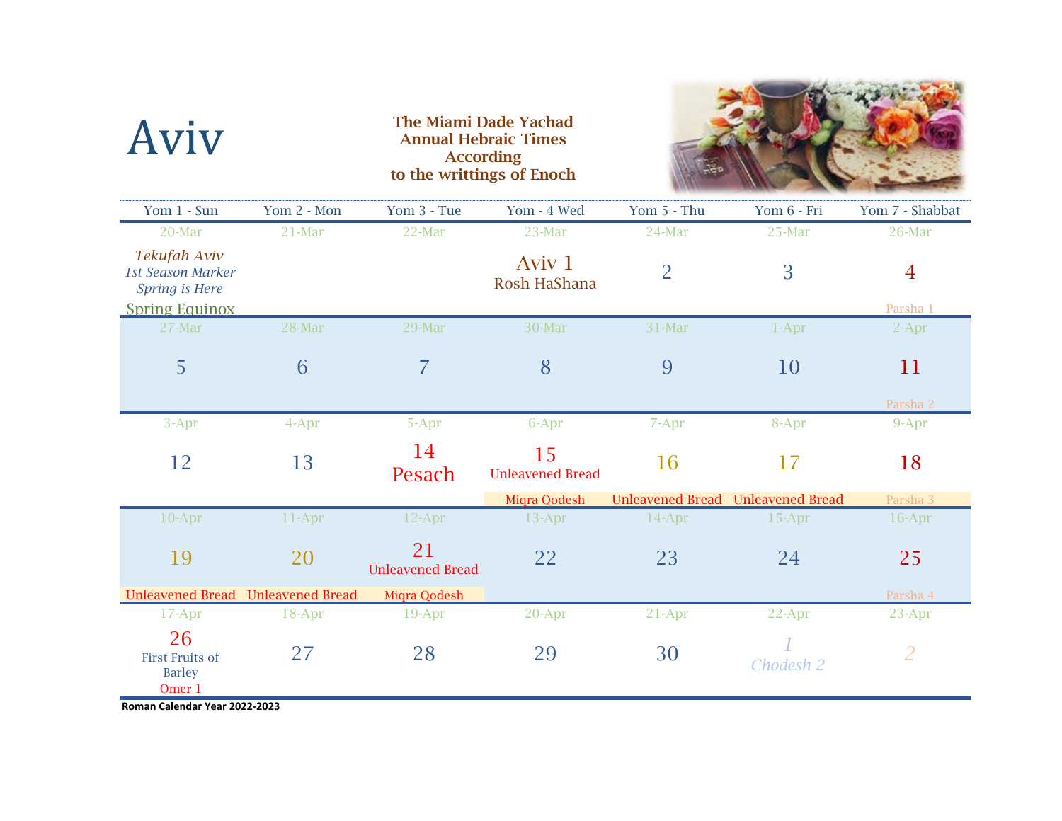# Aviv

**The Miami Dade Yachad Annual Hebraic Times According to the writtings of Enoch**

| Yom 1 - Sun | Yom 2 - Mon | Yom 3 - Tue | Yom - 4 Wed | Yom 5 - Thu | Yom 6 - Fri | Yom 7 - Shabbat |
|---|---|---|---|---|---|---|
| 20-Mar<br>*Tekufah Aviv*<br>*1st Season Marker*<br>*Spring is Here*<br>Spring Equinox | 21-Mar | 22-Mar | 23-Mar<br>Aviv 1<br>Rosh HaShana | 24-Mar<br>2 | 25-Mar<br>3 | 26-Mar<br>4<br>Parsha 1 |
| 27-Mar<br>5 | 28-Mar<br>6 | 29-Mar<br>7 | 30-Mar<br>8 | 31-Mar<br>9 | 1-Apr<br>10 | 2-Apr<br>11<br>Parsha 2 |
| 3-Apr<br>12 | 4-Apr<br>13 | 5-Apr<br>14<br>Pesach | 6-Apr<br>15<br>Unleavened Bread<br>Miqra Qodesh | 7-Apr<br>16<br>Unleavened Bread | 8-Apr<br>17<br>Unleavened Bread | 9-Apr<br>18<br>Parsha 3 |
| 10-Apr<br>19<br>Unleavened Bread | 11-Apr<br>20<br>Unleavened Bread | 12-Apr<br>21<br>Unleavened Bread<br>Miqra Qodesh | 13-Apr<br>22 | 14-Apr<br>23 | 15-Apr<br>24 | 16-Apr<br>25<br>Parsha 4 |
| 17-Apr<br>26<br>First Fruits of Barley<br>Omer 1 | 18-Apr<br>27 | 19-Apr<br>28 | 20-Apr<br>29 | 21-Apr<br>30 | 22-Apr<br>*1*<br>*Chodesh 2* | 23-Apr<br>*2* |

**Roman Calendar Year 2022-2023**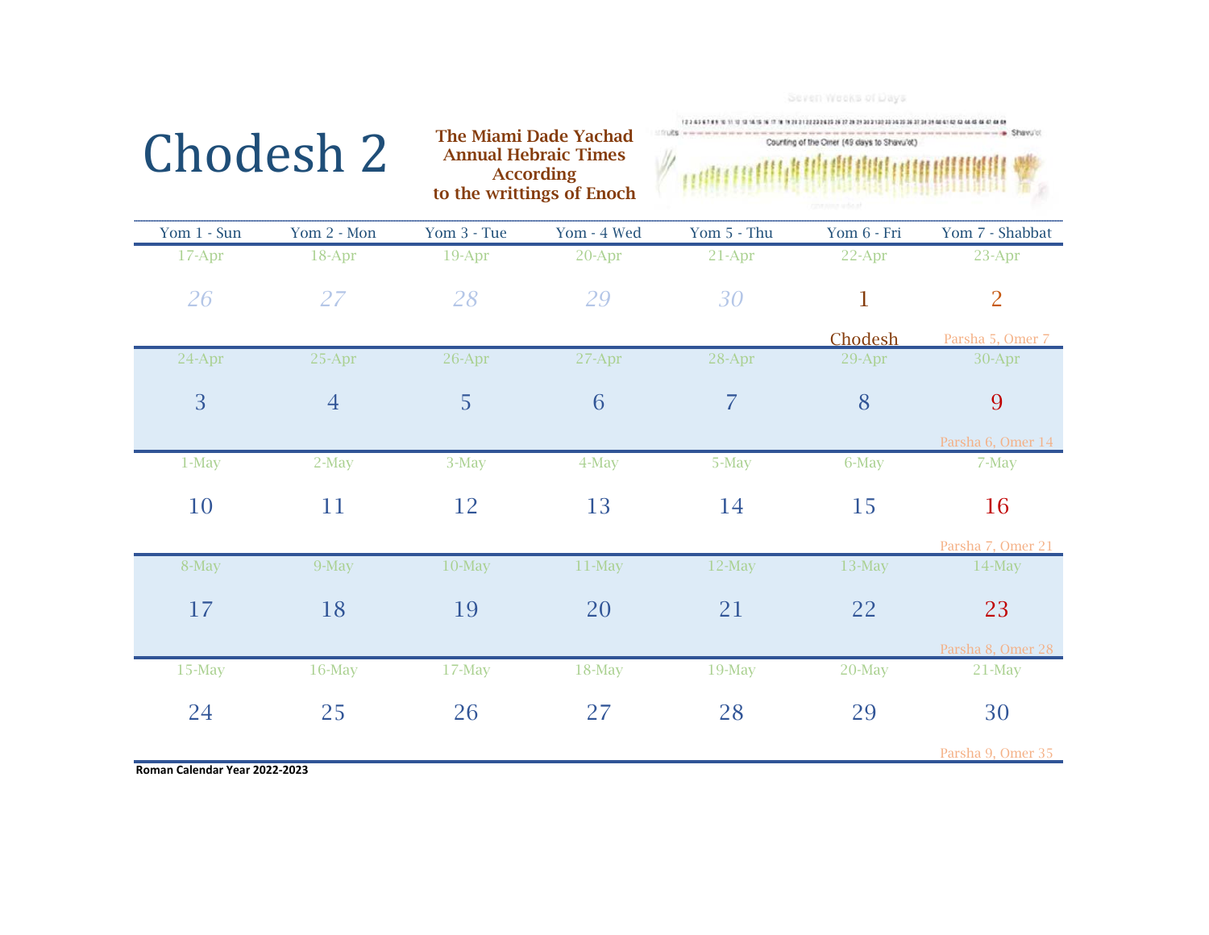# Chodesh 2

**The Miami Dade Yachad Annual Hebraic Times According to the writtings of Enoch**

Seven Weeks of Days

Counting of the Omer (49 days to Shavu'ot)

| Yom 1 - Sun | Yom 2 - Mon | Yom 3 - Tue | Yom - 4 Wed | Yom 5 - Thu | Yom 6 - Fri | Yom 7 - Shabbat |
|---|---|---|---|---|---|---|
| 17-Apr<br>*26* | 18-Apr<br>*27* | 19-Apr<br>*28* | 20-Apr<br>*29* | 21-Apr<br>*30* | 22-Apr<br>1<br>Chodesh | 23-Apr<br>2<br>Parsha 5, Omer 7 |
| 24-Apr<br>3 | 25-Apr<br>4 | 26-Apr<br>5 | 27-Apr<br>6 | 28-Apr<br>7 | 29-Apr<br>8 | 30-Apr<br>9<br>Parsha 6, Omer 14 |
| 1-May<br>10 | 2-May<br>11 | 3-May<br>12 | 4-May<br>13 | 5-May<br>14 | 6-May<br>15 | 7-May<br>16<br>Parsha 7, Omer 21 |
| 8-May<br>17 | 9-May<br>18 | 10-May<br>19 | 11-May<br>20 | 12-May<br>21 | 13-May<br>22 | 14-May<br>23<br>Parsha 8, Omer 28 |
| 15-May<br>24 | 16-May<br>25 | 17-May<br>26 | 18-May<br>27 | 19-May<br>28 | 20-May<br>29 | 21-May<br>30<br>Parsha 9, Omer 35 |

**Roman Calendar Year 2022-2023**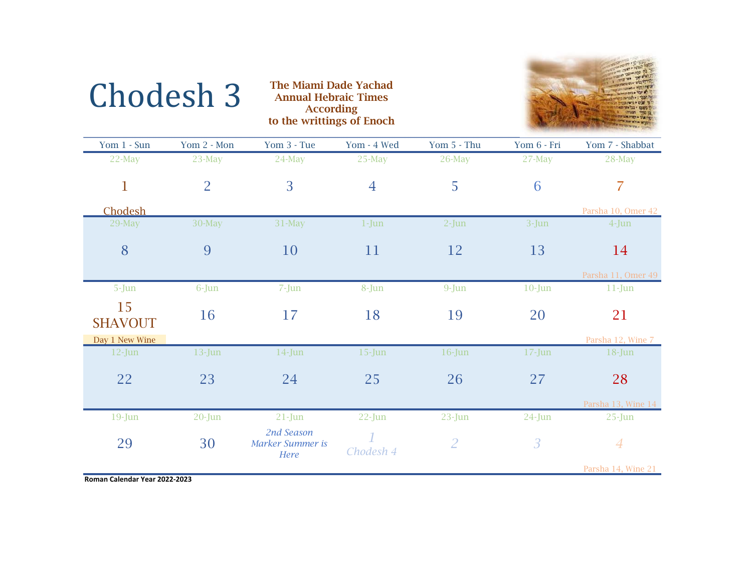# Chodesh 3

**The Miami Dade Yachad Annual Hebraic Times According to the writtings of Enoch**

| Yom 1 - Sun | Yom 2 - Mon | Yom 3 - Tue | Yom - 4 Wed | Yom 5 - Thu | Yom 6 - Fri | Yom 7 - Shabbat |
|---|---|---|---|---|---|---|
| 22-May<br>1<br>Chodesh | 23-May<br>2 | 24-May<br>3 | 25-May<br>4 | 26-May<br>5 | 27-May<br>6 | 28-May<br>7<br>Parsha 10, Omer 42 |
| 29-May<br>8 | 30-May<br>9 | 31-May<br>10 | 1-Jun<br>11 | 2-Jun<br>12 | 3-Jun<br>13 | 4-Jun<br>14<br>Parsha 11, Omer 49 |
| 5-Jun<br>15<br>SHAVOUT<br>Day 1 New Wine | 6-Jun<br>16 | 7-Jun<br>17 | 8-Jun<br>18 | 9-Jun<br>19 | 10-Jun<br>20 | 11-Jun<br>21<br>Parsha 12, Wine 7 |
| 12-Jun<br>22 | 13-Jun<br>23 | 14-Jun<br>24 | 15-Jun<br>25 | 16-Jun<br>26 | 17-Jun<br>27 | 18-Jun<br>28<br>Parsha 13, Wine 14 |
| 19-Jun<br>29 | 20-Jun<br>30 | 21-Jun<br>*2nd Season Marker Summer is Here* | 22-Jun<br>*1*<br>*Chodesh 4* | 23-Jun<br>*2* | 24-Jun<br>*3* | 25-Jun<br>*4*<br>Parsha 14, Wine 21 |

**Roman Calendar Year 2022-2023**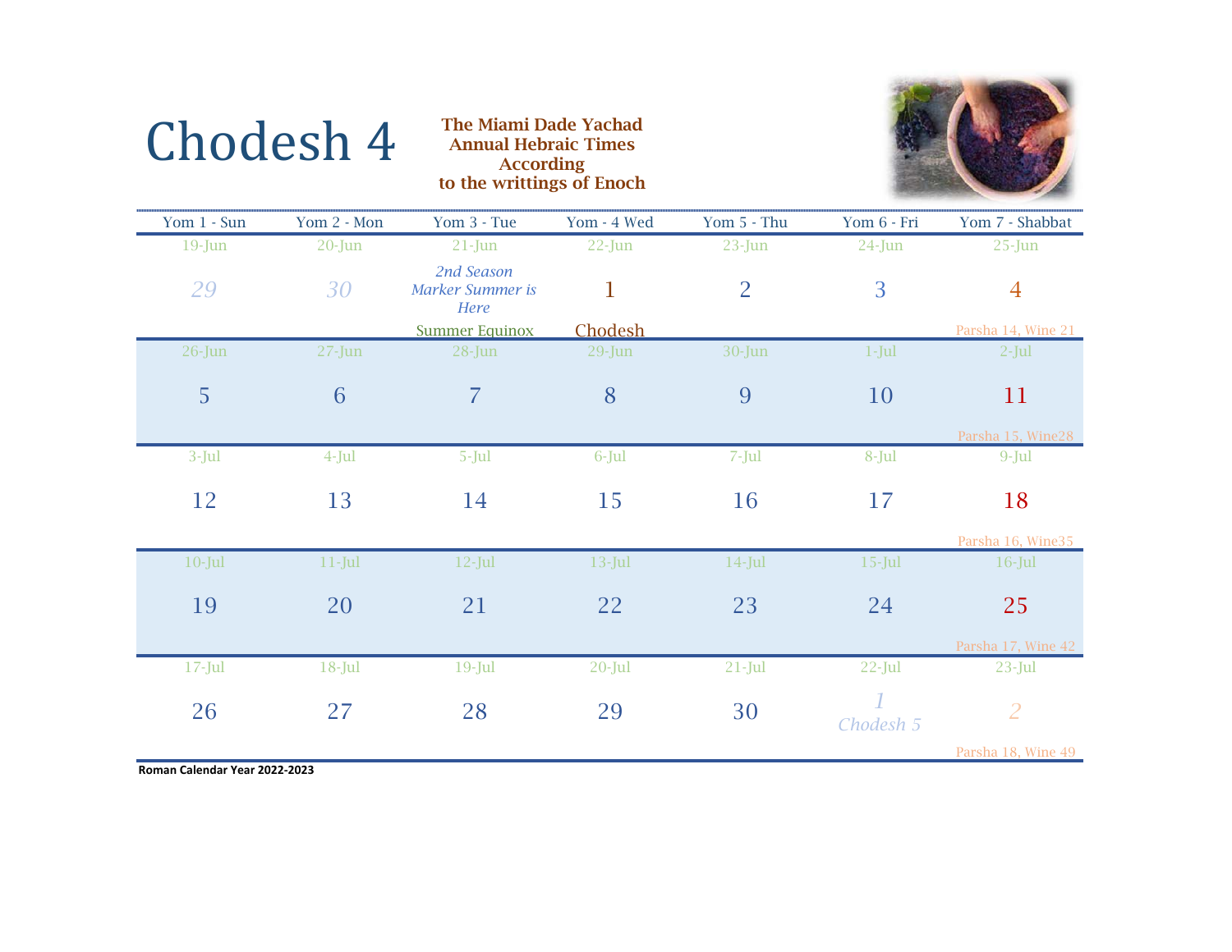# Chodesh 4

**The Miami Dade Yachad Annual Hebraic Times According to the writtings of Enoch**

| Yom 1 - Sun | Yom 2 - Mon | Yom 3 - Tue | Yom - 4 Wed | Yom 5 - Thu | Yom 6 - Fri | Yom 7 - Shabbat |
|---|---|---|---|---|---|---|
| 19-Jun<br>*29* | 20-Jun<br>*30* | 21-Jun<br>*2nd Season Marker Summer is Here*<br>Summer Equinox | 22-Jun<br>1<br>Chodesh | 23-Jun<br>2 | 24-Jun<br>3 | 25-Jun<br>4<br>Parsha 14, Wine 21 |
| 26-Jun<br>5 | 27-Jun<br>6 | 28-Jun<br>7 | 29-Jun<br>8 | 30-Jun<br>9 | 1-Jul<br>10 | 2-Jul<br>11<br>Parsha 15, Wine28 |
| 3-Jul<br>12 | 4-Jul<br>13 | 5-Jul<br>14 | 6-Jul<br>15 | 7-Jul<br>16 | 8-Jul<br>17 | 9-Jul<br>18<br>Parsha 16, Wine35 |
| 10-Jul<br>19 | 11-Jul<br>20 | 12-Jul<br>21 | 13-Jul<br>22 | 14-Jul<br>23 | 15-Jul<br>24 | 16-Jul<br>25<br>Parsha 17, Wine 42 |
| 17-Jul<br>26 | 18-Jul<br>27 | 19-Jul<br>28 | 20-Jul<br>29 | 21-Jul<br>30 | 22-Jul<br>*1*<br>*Chodesh 5* | 23-Jul<br>*2*<br>Parsha 18, Wine 49 |

**Roman Calendar Year 2022-2023**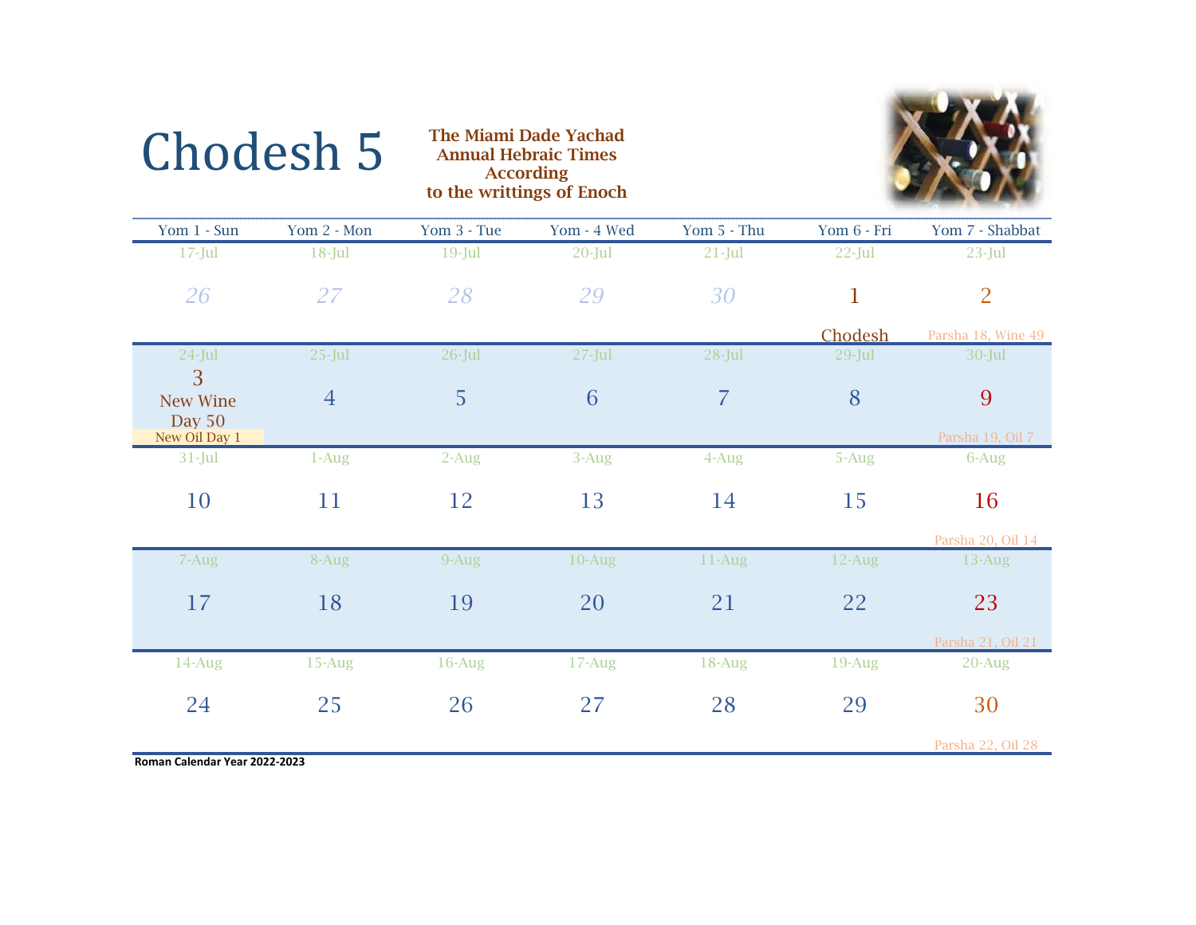# Chodesh 5

**The Miami Dade Yachad Annual Hebraic Times According to the writtings of Enoch**

| Yom 1 - Sun | Yom 2 - Mon | Yom 3 - Tue | Yom - 4 Wed | Yom 5 - Thu | Yom 6 - Fri | Yom 7 - Shabbat |
|---|---|---|---|---|---|---|
| 17-Jul<br>*26* | 18-Jul<br>*27* | 19-Jul<br>*28* | 20-Jul<br>*29* | 21-Jul<br>*30* | 22-Jul<br>1<br>Chodesh | 23-Jul<br>2<br>Parsha 18, Wine 49 |
| 24-Jul<br>3<br>New Wine Day 50<br>New Oil Day 1 | 25-Jul<br>4 | 26-Jul<br>5 | 27-Jul<br>6 | 28-Jul<br>7 | 29-Jul<br>8 | 30-Jul<br>9<br>Parsha 19, Oil 7 |
| 31-Jul<br>10 | 1-Aug<br>11 | 2-Aug<br>12 | 3-Aug<br>13 | 4-Aug<br>14 | 5-Aug<br>15 | 6-Aug<br>16<br>Parsha 20, Oil 14 |
| 7-Aug<br>17 | 8-Aug<br>18 | 9-Aug<br>19 | 10-Aug<br>20 | 11-Aug<br>21 | 12-Aug<br>22 | 13-Aug<br>23<br>Parsha 21, Oil 21 |
| 14-Aug<br>24 | 15-Aug<br>25 | 16-Aug<br>26 | 17-Aug<br>27 | 18-Aug<br>28 | 19-Aug<br>29 | 20-Aug<br>30<br>Parsha 22, Oil 28 |

**Roman Calendar Year 2022-2023**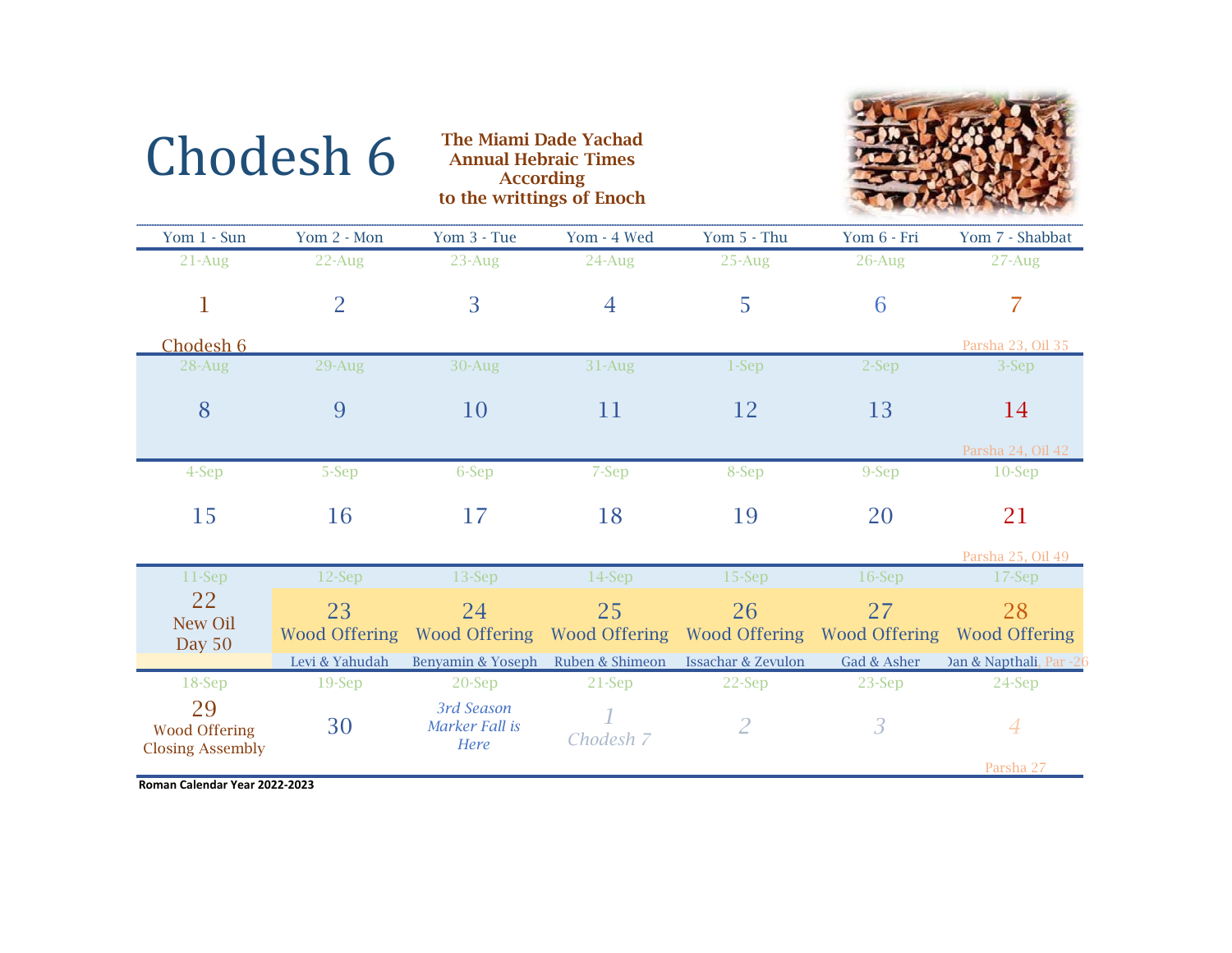# Chodesh 6

**The Miami Dade Yachad Annual Hebraic Times According to the writtings of Enoch**

| Yom 1 - Sun | Yom 2 - Mon | Yom 3 - Tue | Yom - 4 Wed | Yom 5 - Thu | Yom 6 - Fri | Yom 7 - Shabbat |
|---|---|---|---|---|---|---|
| 21-Aug<br>1<br>Chodesh 6 | 22-Aug<br>2 | 23-Aug<br>3 | 24-Aug<br>4 | 25-Aug<br>5 | 26-Aug<br>6 | 27-Aug<br>7<br>Parsha 23, Oil 35 |
| 28-Aug<br>8 | 29-Aug<br>9 | 30-Aug<br>10 | 31-Aug<br>11 | 1-Sep<br>12 | 2-Sep<br>13 | 3-Sep<br>14<br>Parsha 24, Oil 42 |
| 4-Sep<br>15 | 5-Sep<br>16 | 6-Sep<br>17 | 7-Sep<br>18 | 8-Sep<br>19 | 9-Sep<br>20 | 10-Sep<br>21<br>Parsha 25, Oil 49 |
| 11-Sep<br>22<br>New Oil<br>Day 50 | 12-Sep<br>23<br>Wood Offering<br>Levi & Yahudah | 13-Sep<br>24<br>Wood Offering<br>Benyamin & Yoseph | 14-Sep<br>25<br>Wood Offering<br>Ruben & Shimeon | 15-Sep<br>26<br>Wood Offering<br>Issachar & Zevulon | 16-Sep<br>27<br>Wood Offering<br>Gad & Asher | 17-Sep<br>28<br>Wood Offering<br>Dan & Napthali, Par -26 |
| 18-Sep<br>29<br>Wood Offering<br>Closing Assembly | 19-Sep<br>30 | 20-Sep<br>*3rd Season Marker Fall is Here* | 21-Sep<br>*1*<br>*Chodesh 7* | 22-Sep<br>*2* | 23-Sep<br>*3* | 24-Sep<br>*4*<br>Parsha 27 |

**Roman Calendar Year 2022-2023**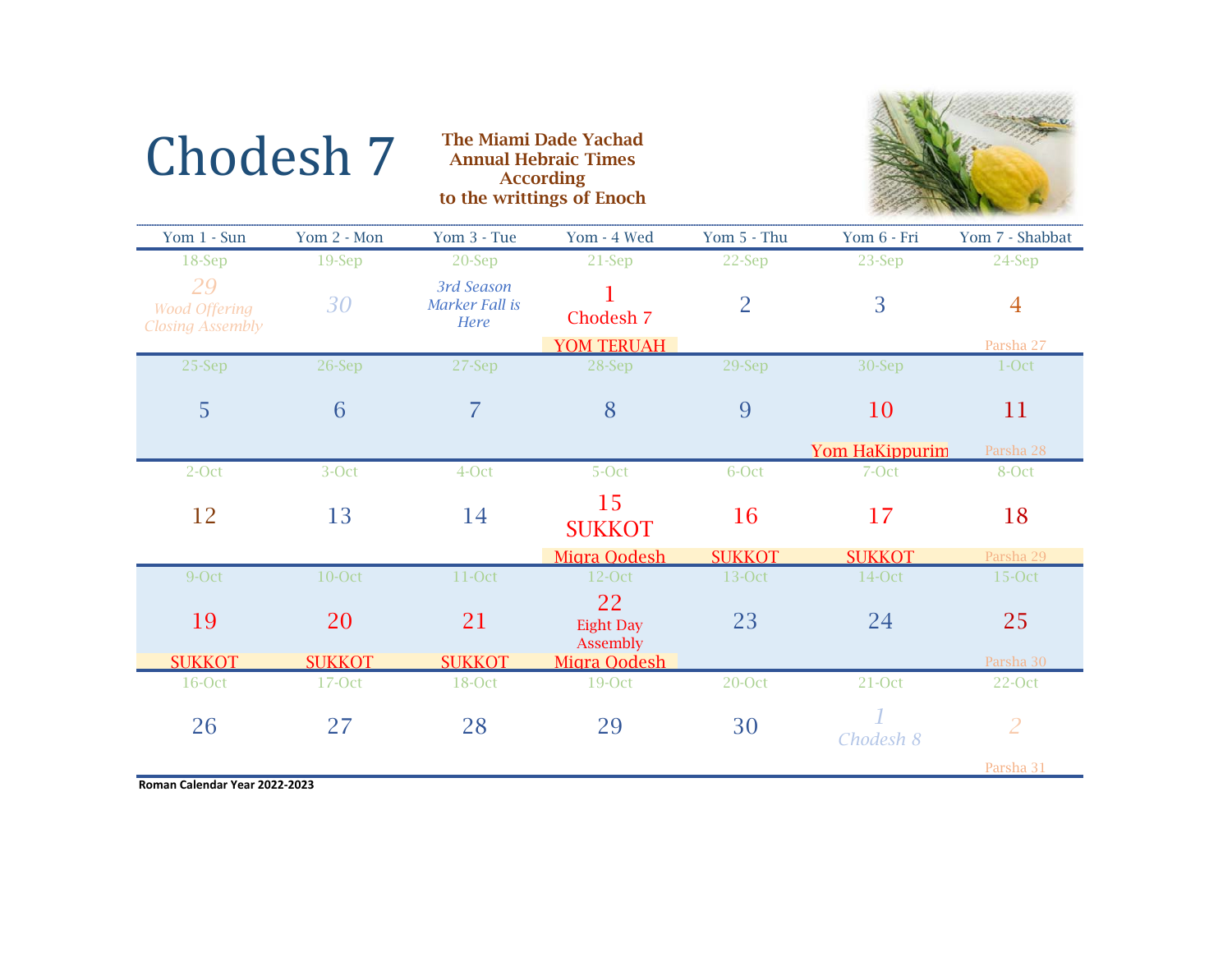# Chodesh 7

**The Miami Dade Yachad Annual Hebraic Times According to the writtings of Enoch**

| Yom 1 - Sun | Yom 2 - Mon | Yom 3 - Tue | Yom - 4 Wed | Yom 5 - Thu | Yom 6 - Fri | Yom 7 - Shabbat |
|---|---|---|---|---|---|---|
| 18-Sep<br>*29*<br>*Wood Offering Closing Assembly* | 19-Sep<br>*30* | 20-Sep<br>*3rd Season Marker Fall is Here* | 21-Sep<br>1<br>Chodesh 7<br>YOM TERUAH | 22-Sep<br>2 | 23-Sep<br>3 | 24-Sep<br>4<br>Parsha 27 |
| 25-Sep<br>5 | 26-Sep<br>6 | 27-Sep<br>7 | 28-Sep<br>8 | 29-Sep<br>9 | 30-Sep<br>10<br>Yom HaKippurim | 1-Oct<br>11<br>Parsha 28 |
| 2-Oct<br>12 | 3-Oct<br>13 | 4-Oct<br>14 | 5-Oct<br>15<br>SUKKOT<br>Miqra Qodesh | 6-Oct<br>16<br>SUKKOT | 7-Oct<br>17<br>SUKKOT | 8-Oct<br>18<br>Parsha 29 |
| 9-Oct<br>19<br>SUKKOT | 10-Oct<br>20<br>SUKKOT | 11-Oct<br>21<br>SUKKOT | 12-Oct<br>22<br>Eight Day Assembly<br>Miqra Qodesh | 13-Oct<br>23 | 14-Oct<br>24 | 15-Oct<br>25<br>Parsha 30 |
| 16-Oct<br>26 | 17-Oct<br>27 | 18-Oct<br>28 | 19-Oct<br>29 | 20-Oct<br>30 | 21-Oct<br>*1*<br>*Chodesh 8* | 22-Oct<br>*2*<br>Parsha 31 |

**Roman Calendar Year 2022-2023**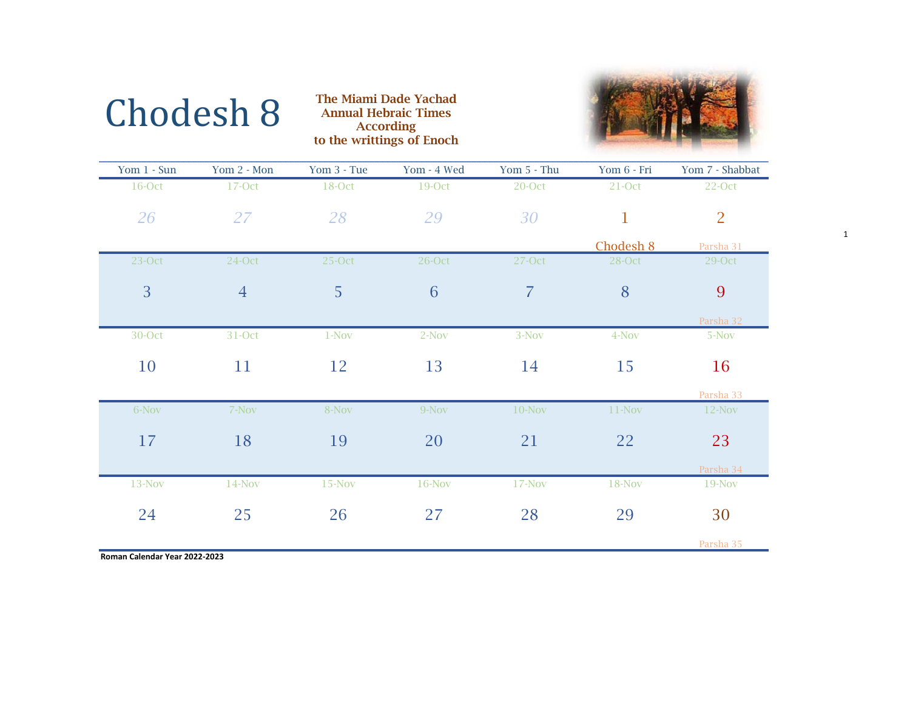# Chodesh 8

**The Miami Dade Yachad Annual Hebraic Times According to the writtings of Enoch**

| Yom 1 - Sun | Yom 2 - Mon | Yom 3 - Tue | Yom - 4 Wed | Yom 5 - Thu | Yom 6 - Fri | Yom 7 - Shabbat |
|---|---|---|---|---|---|---|
| 16-Oct<br>26 | 17-Oct<br>27 | 18-Oct<br>28 | 19-Oct<br>29 | 20-Oct<br>30 | 21-Oct<br>1<br>Chodesh 8 | 22-Oct<br>2<br>Parsha 31 |
| 23-Oct<br>3 | 24-Oct<br>4 | 25-Oct<br>5 | 26-Oct<br>6 | 27-Oct<br>7 | 28-Oct<br>8 | 29-Oct<br>9<br>Parsha 32 |
| 30-Oct<br>10 | 31-Oct<br>11 | 1-Nov<br>12 | 2-Nov<br>13 | 3-Nov<br>14 | 4-Nov<br>15 | 5-Nov<br>16<br>Parsha 33 |
| 6-Nov<br>17 | 7-Nov<br>18 | 8-Nov<br>19 | 9-Nov<br>20 | 10-Nov<br>21 | 11-Nov<br>22 | 12-Nov<br>23<br>Parsha 34 |
| 13-Nov<br>24 | 14-Nov<br>25 | 15-Nov<br>26 | 16-Nov<br>27 | 17-Nov<br>28 | 18-Nov<br>29 | 19-Nov<br>30<br>Parsha 35 |

**Roman Calendar Year 2022-2023**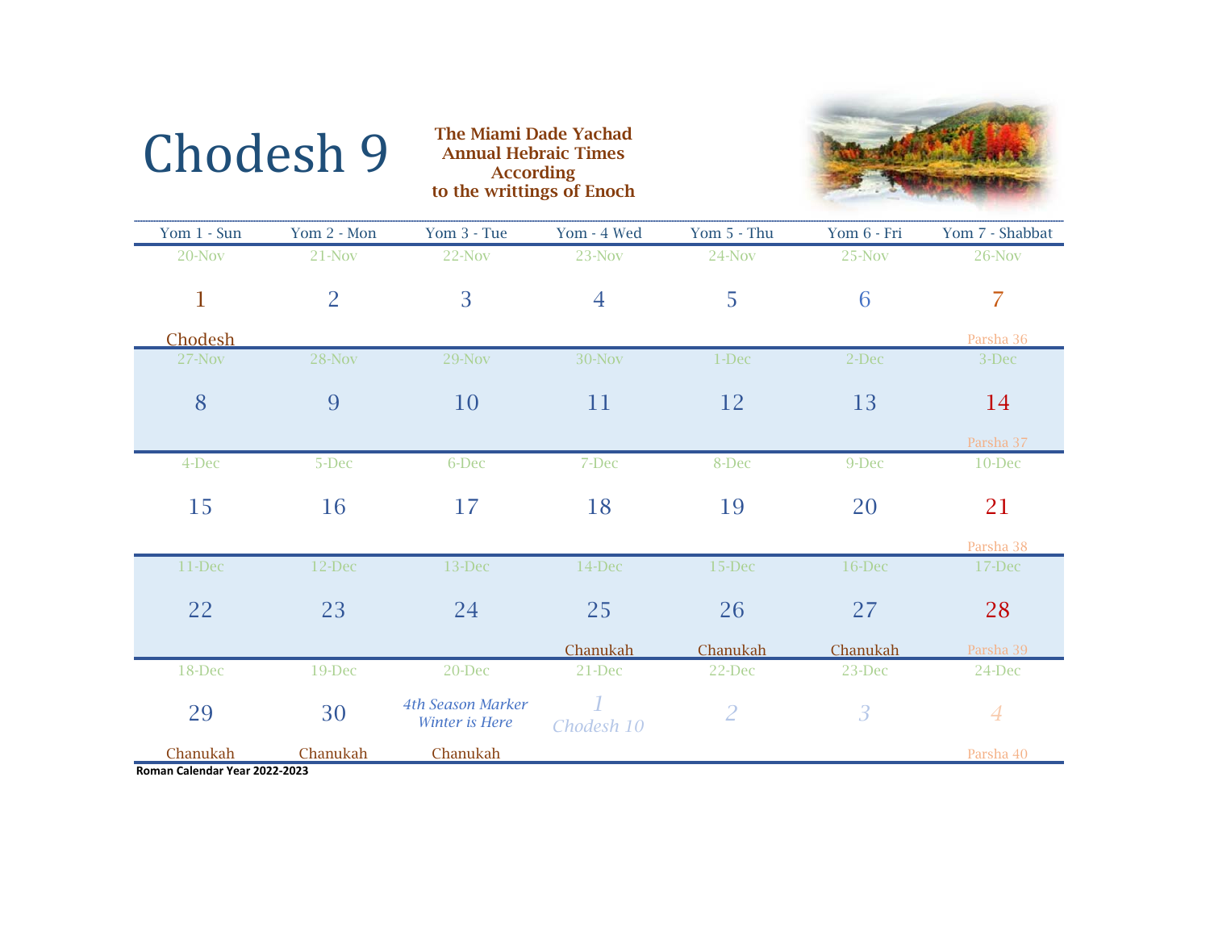# Chodesh 9

**The Miami Dade Yachad Annual Hebraic Times According to the writtings of Enoch**

| Yom 1 - Sun | Yom 2 - Mon | Yom 3 - Tue | Yom - 4 Wed | Yom 5 - Thu | Yom 6 - Fri | Yom 7 - Shabbat |
|---|---|---|---|---|---|---|
| 20-Nov<br>1<br>Chodesh | 21-Nov<br>2 | 22-Nov<br>3 | 23-Nov<br>4 | 24-Nov<br>5 | 25-Nov<br>6 | 26-Nov<br>7<br>Parsha 36 |
| 27-Nov<br>8 | 28-Nov<br>9 | 29-Nov<br>10 | 30-Nov<br>11 | 1-Dec<br>12 | 2-Dec<br>13 | 3-Dec<br>14<br>Parsha 37 |
| 4-Dec<br>15 | 5-Dec<br>16 | 6-Dec<br>17 | 7-Dec<br>18 | 8-Dec<br>19 | 9-Dec<br>20 | 10-Dec<br>21<br>Parsha 38 |
| 11-Dec<br>22 | 12-Dec<br>23 | 13-Dec<br>24 | 14-Dec<br>25<br>Chanukah | 15-Dec<br>26<br>Chanukah | 16-Dec<br>27<br>Chanukah | 17-Dec<br>28<br>Parsha 39 |
| 18-Dec<br>29<br>Chanukah | 19-Dec<br>30<br>Chanukah | 20-Dec<br>*4th Season Marker*<br>*Winter is Here*<br>Chanukah | 21-Dec<br>*1*<br>*Chodesh 10* | 22-Dec<br>*2* | 23-Dec<br>*3* | 24-Dec<br>*4*<br>Parsha 40 |

**Roman Calendar Year 2022-2023**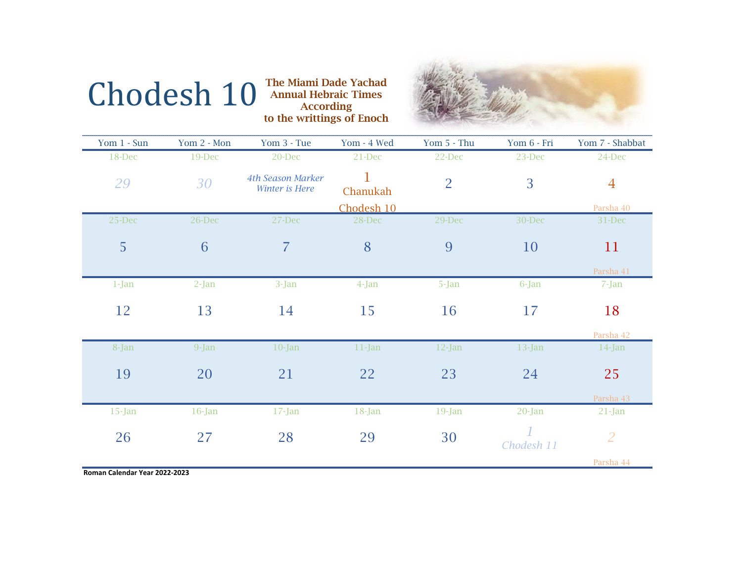# Chodesh 10

**The Miami Dade Yachad Annual Hebraic Times According to the writtings of Enoch**

| Yom 1 - Sun | Yom 2 - Mon | Yom 3 - Tue | Yom - 4 Wed | Yom 5 - Thu | Yom 6 - Fri | Yom 7 - Shabbat |
|---|---|---|---|---|---|---|
| 18-Dec<br>*29* | 19-Dec<br>*30* | 20-Dec<br>*4th Season Marker Winter is Here* | 21-Dec<br>1<br>Chanukah<br>Chodesh 10 | 22-Dec<br>2 | 23-Dec<br>3 | 24-Dec<br>4<br>Parsha 40 |
| 25-Dec<br>5 | 26-Dec<br>6 | 27-Dec<br>7 | 28-Dec<br>8 | 29-Dec<br>9 | 30-Dec<br>10 | 31-Dec<br>11<br>Parsha 41 |
| 1-Jan<br>12 | 2-Jan<br>13 | 3-Jan<br>14 | 4-Jan<br>15 | 5-Jan<br>16 | 6-Jan<br>17 | 7-Jan<br>18<br>Parsha 42 |
| 8-Jan<br>19 | 9-Jan<br>20 | 10-Jan<br>21 | 11-Jan<br>22 | 12-Jan<br>23 | 13-Jan<br>24 | 14-Jan<br>25<br>Parsha 43 |
| 15-Jan<br>26 | 16-Jan<br>27 | 17-Jan<br>28 | 18-Jan<br>29 | 19-Jan<br>30 | 20-Jan<br>*1*<br>*Chodesh 11* | 21-Jan<br>*2*<br>Parsha 44 |

**Roman Calendar Year 2022-2023**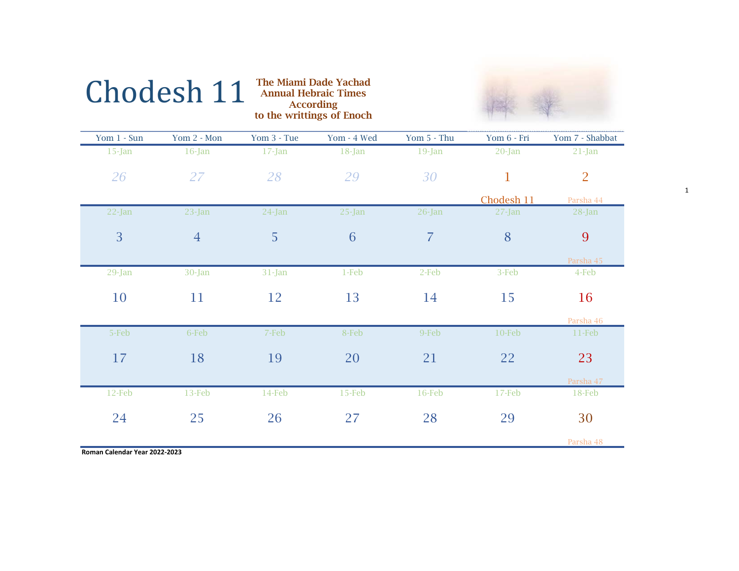# Chodesh 11

**The Miami Dade Yachad Annual Hebraic Times According to the writtings of Enoch**

| Yom 1 - Sun | Yom 2 - Mon | Yom 3 - Tue | Yom - 4 Wed | Yom 5 - Thu | Yom 6 - Fri | Yom 7 - Shabbat |
|---|---|---|---|---|---|---|
| 15-Jan<br>*26* | 16-Jan<br>*27* | 17-Jan<br>*28* | 18-Jan<br>*29* | 19-Jan<br>*30* | 20-Jan<br>1<br>Chodesh 11 | 21-Jan<br>2<br>Parsha 44 |
| 22-Jan<br>3 | 23-Jan<br>4 | 24-Jan<br>5 | 25-Jan<br>6 | 26-Jan<br>7 | 27-Jan<br>8 | 28-Jan<br>9<br>Parsha 45 |
| 29-Jan<br>10 | 30-Jan<br>11 | 31-Jan<br>12 | 1-Feb<br>13 | 2-Feb<br>14 | 3-Feb<br>15 | 4-Feb<br>16<br>Parsha 46 |
| 5-Feb<br>17 | 6-Feb<br>18 | 7-Feb<br>19 | 8-Feb<br>20 | 9-Feb<br>21 | 10-Feb<br>22 | 11-Feb<br>23<br>Parsha 47 |
| 12-Feb<br>24 | 13-Feb<br>25 | 14-Feb<br>26 | 15-Feb<br>27 | 16-Feb<br>28 | 17-Feb<br>29 | 18-Feb<br>30<br>Parsha 48 |

**Roman Calendar Year 2022-2023**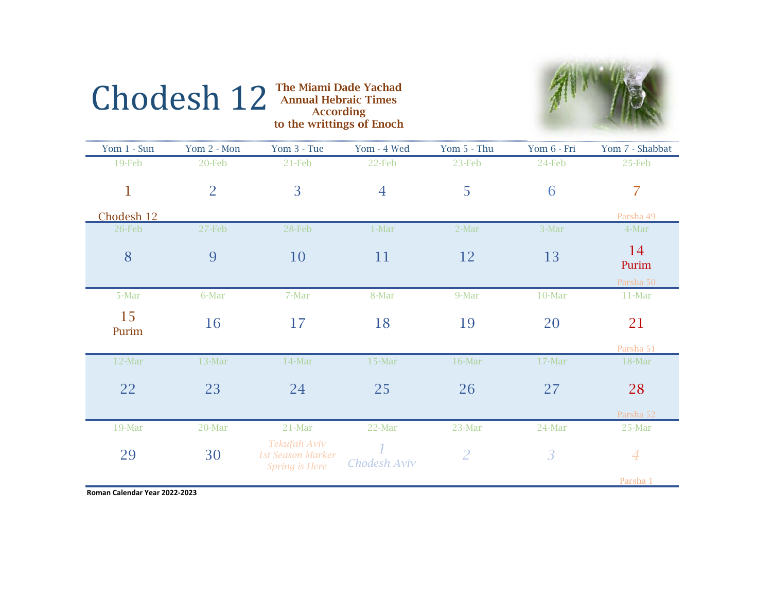# Chodesh 12

**The Miami Dade Yachad Annual Hebraic Times According to the writtings of Enoch**

| Yom 1 - Sun | Yom 2 - Mon | Yom 3 - Tue | Yom - 4 Wed | Yom 5 - Thu | Yom 6 - Fri | Yom 7 - Shabbat |
|---|---|---|---|---|---|---|
| 19-Feb<br>1<br>Chodesh 12 | 20-Feb<br>2 | 21-Feb<br>3 | 22-Feb<br>4 | 23-Feb<br>5 | 24-Feb<br>6 | 25-Feb<br>7<br>Parsha 49 |
| 26-Feb<br>8 | 27-Feb<br>9 | 28-Feb<br>10 | 1-Mar<br>11 | 2-Mar<br>12 | 3-Mar<br>13 | 4-Mar<br>14<br>Purim<br>Parsha 50 |
| 5-Mar<br>15<br>Purim | 6-Mar<br>16 | 7-Mar<br>17 | 8-Mar<br>18 | 9-Mar<br>19 | 10-Mar<br>20 | 11-Mar<br>21<br>Parsha 51 |
| 12-Mar<br>22 | 13-Mar<br>23 | 14-Mar<br>24 | 15-Mar<br>25 | 16-Mar<br>26 | 17-Mar<br>27 | 18-Mar<br>28<br>Parsha 52 |
| 19-Mar<br>29 | 20-Mar<br>30 | 21-Mar<br>*Tekufah Aviv*<br>*1st Season Marker*<br>*Spring is Here* | 22-Mar<br>*1*<br>*Chodesh Aviv* | 23-Mar<br>*2* | 24-Mar<br>*3* | 25-Mar<br>*4*<br>Parsha 1 |

**Roman Calendar Year 2022-2023**